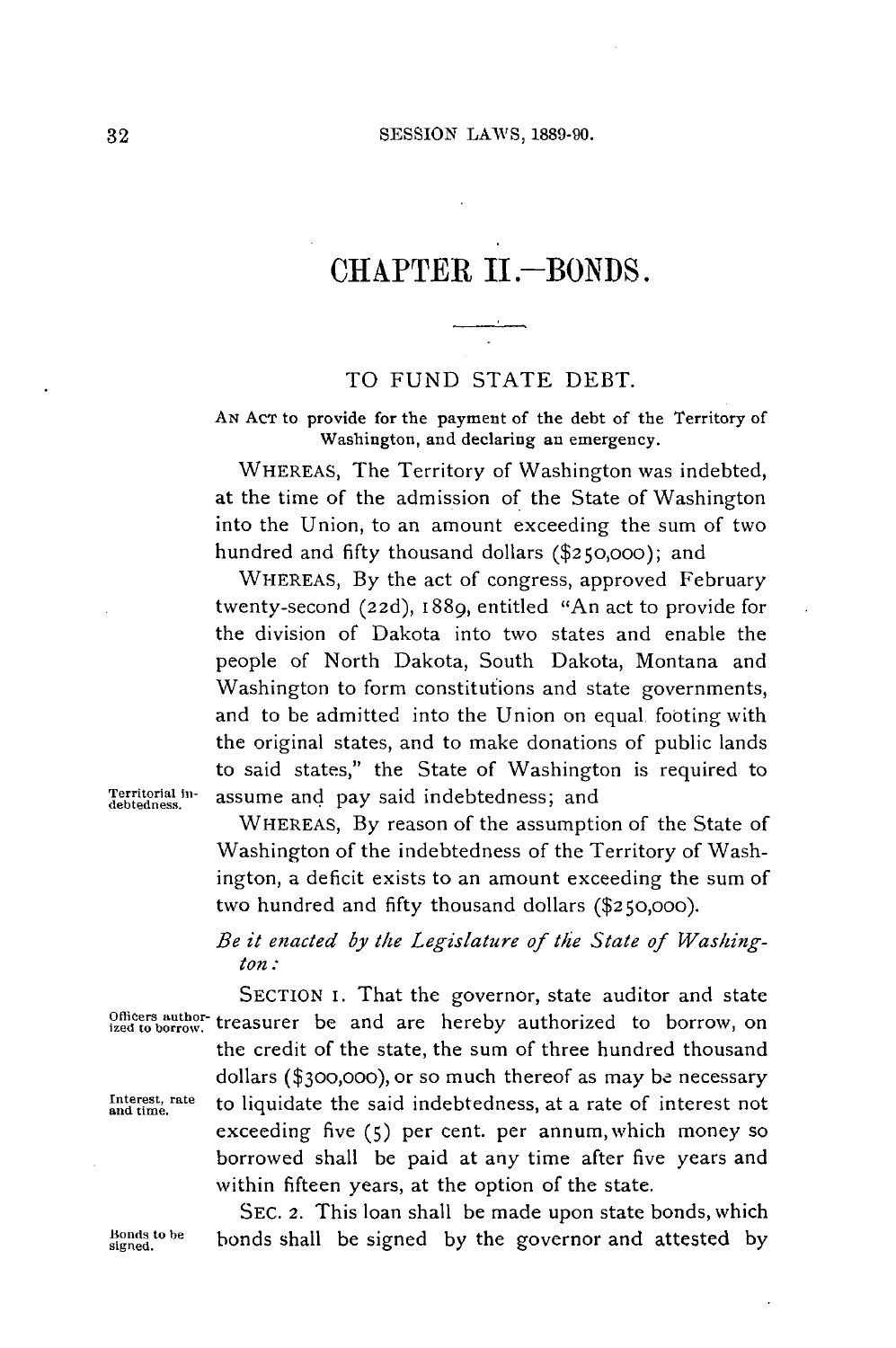# CHAPTER II.—BONDS.

## TO FUND STATE DEBT.

AN ACT to provide for the payment of the debt of the Territory of Washington, and declaring an emergency.

WHEREAS, The Territory of Washington was indebted, at the time of the admission of the State of Washington into the Union, to an amount exceeding the sum of two hundred and fifty thousand dollars ($250,000); and

WHEREAS, By the act of congress, approved February twenty-second (22d), 1889, entitled "An act to provide for the division of Dakota into two states and enable the people of North Dakota, South Dakota, Montana and Washington to form constitutions and state governments, and to be admitted into the Union on equal footing with the original states, and to make donations of public lands to said states," the State of Washington is required to assume and pay said indebtedness; and

Territorial indebtedness.

WHEREAS, By reason of the assumption of the State of Washington of the indebtedness of the Territory of Washington, a deficit exists to an amount exceeding the sum of two hundred and fifty thousand dollars ($250,000).

*Be it enacted by the Legislature of the State of Washington:*

Officers authorized to borrow.

SECTION 1. That the governor, state auditor and state treasurer be and are hereby authorized to borrow, on the credit of the state, the sum of three hundred thousand dollars ($300,000), or so much thereof as may be necessary to liquidate the said indebtedness, at a rate of interest not exceeding five (5) per cent. per annum, which money so borrowed shall be paid at any time after five years and within fifteen years, at the option of the state.

Interest, rate and time.

Bonds to be signed.

SEC. 2. This loan shall be made upon state bonds, which bonds shall be signed by the governor and attested by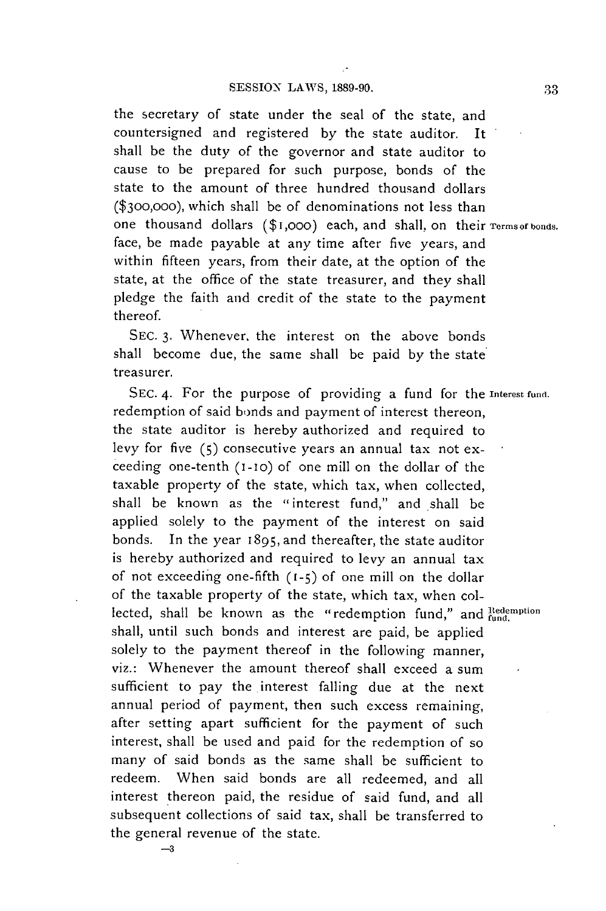the secretary of state under the seal of the state, and countersigned and registered by the state auditor. It shall be the duty of the governor and state auditor to cause to be prepared for such purpose, bonds of the state to the amount of three hundred thousand dollars ($300,000), which shall be of denominations not less than one thousand dollars ($1,000) each, and shall, on their face, be made payable at any time after five years, and within fifteen years, from their date, at the option of the state, at the office of the state treasurer, and they shall pledge the faith and credit of the state to the payment thereof.

**Terms of bonds.**

SEC. 3. Whenever, the interest on the above bonds shall become due, the same shall be paid by the state treasurer.

SEC. 4. For the purpose of providing a fund for the redemption of said bonds and payment of interest thereon, the state auditor is hereby authorized and required to levy for five (5) consecutive years an annual tax not exceeding one-tenth (1-10) of one mill on the dollar of the taxable property of the state, which tax, when collected, shall be known as the "interest fund," and shall be applied solely to the payment of the interest on said bonds. In the year 1895, and thereafter, the state auditor is hereby authorized and required to levy an annual tax of not exceeding one-fifth (1-5) of one mill on the dollar of the taxable property of the state, which tax, when collected, shall be known as the "redemption fund," and shall, until such bonds and interest are paid, be applied solely to the payment thereof in the following manner, viz.: Whenever the amount thereof shall exceed a sum sufficient to pay the interest falling due at the next annual period of payment, then such excess remaining, after setting apart sufficient for the payment of such interest, shall be used and paid for the redemption of so many of said bonds as the same shall be sufficient to redeem. When said bonds are all redeemed, and all interest thereon paid, the residue of said fund, and all subsequent collections of said tax, shall be transferred to the general revenue of the state.

**Interest fund.**

**Redemption fund.**

—3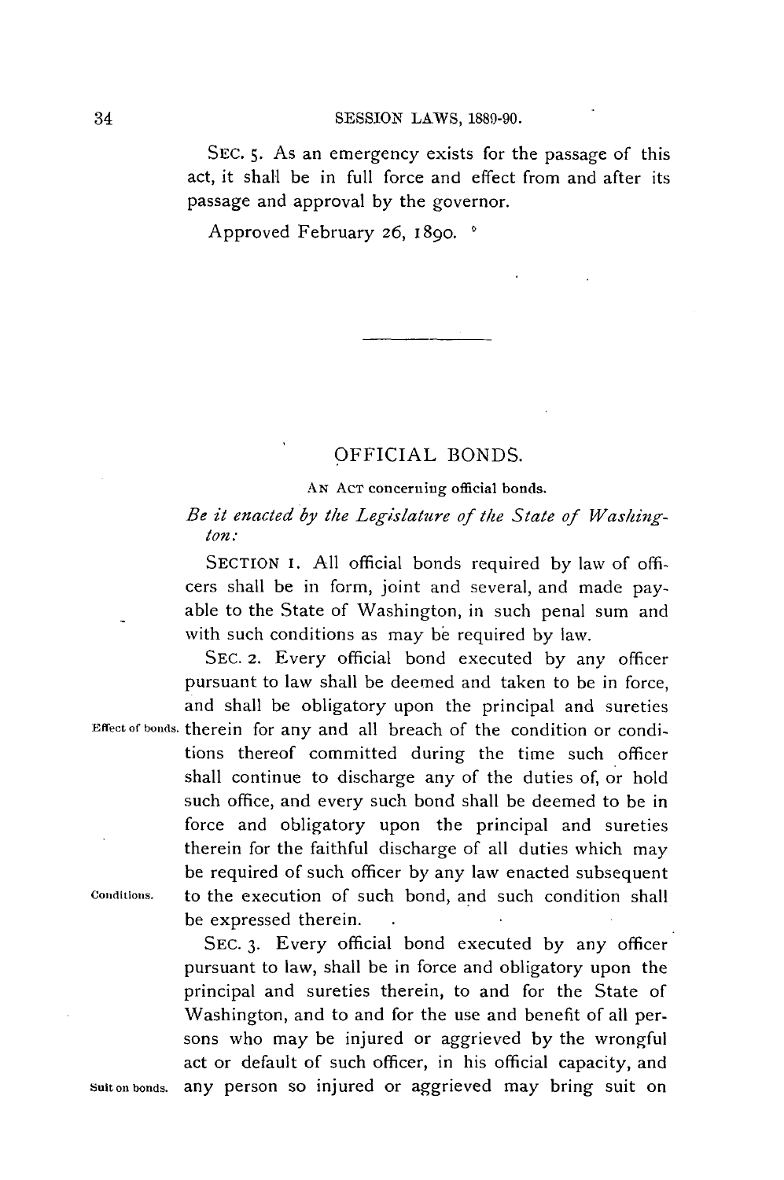SEC. 5. As an emergency exists for the passage of this act, it shall be in full force and effect from and after its passage and approval by the governor.

Approved February 26, 1890.

---

## OFFICIAL BONDS.

AN ACT concerning official bonds.

*Be it enacted by the Legislature of the State of Washington:*

SECTION 1. All official bonds required by law of officers shall be in form, joint and several, and made payable to the State of Washington, in such penal sum and with such conditions as may be required by law.

Effect of bonds. SEC. 2. Every official bond executed by any officer pursuant to law shall be deemed and taken to be in force, and shall be obligatory upon the principal and sureties therein for any and all breach of the condition or conditions thereof committed during the time such officer shall continue to discharge any of the duties of, or hold such office, and every such bond shall be deemed to be in force and obligatory upon the principal and sureties therein for the faithful discharge of all duties which may be required of such officer by any law enacted subsequent to the execution of such bond, and such condition shall be expressed therein.

Conditions.

Suit on bonds. SEC. 3. Every official bond executed by any officer pursuant to law, shall be in force and obligatory upon the principal and sureties therein, to and for the State of Washington, and to and for the use and benefit of all persons who may be injured or aggrieved by the wrongful act or default of such officer, in his official capacity, and any person so injured or aggrieved may bring suit on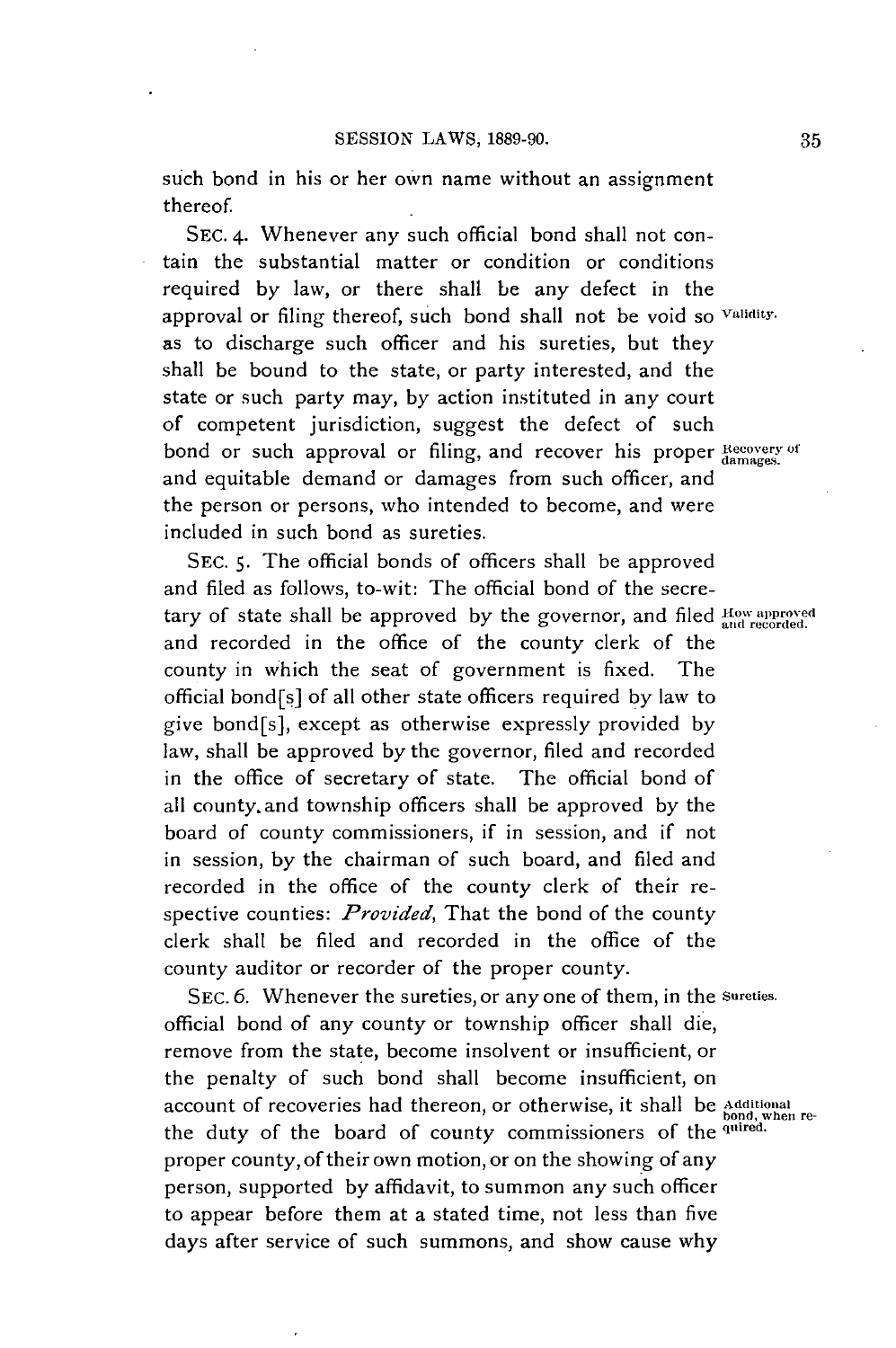such bond in his or her own name without an assignment thereof.

SEC. 4. Whenever any such official bond shall not contain the substantial matter or condition or conditions required by law, or there shall be any defect in the approval or filing thereof, such bond shall not be void so as to discharge such officer and his sureties, but they shall be bound to the state, or party interested, and the state or such party may, by action instituted in any court of competent jurisdiction, suggest the defect of such bond or such approval or filing, and recover his proper and equitable demand or damages from such officer, and the person or persons, who intended to become, and were included in such bond as sureties.

*Validity.*

*Recovery of damages.*

SEC. 5. The official bonds of officers shall be approved and filed as follows, to-wit: The official bond of the secretary of state shall be approved by the governor, and filed and recorded in the office of the county clerk of the county in which the seat of government is fixed. The official bond[s] of all other state officers required by law to give bond[s], except as otherwise expressly provided by law, shall be approved by the governor, filed and recorded in the office of secretary of state. The official bond of all county and township officers shall be approved by the board of county commissioners, if in session, and if not in session, by the chairman of such board, and filed and recorded in the office of the county clerk of their respective counties: *Provided*, That the bond of the county clerk shall be filed and recorded in the office of the county auditor or recorder of the proper county.

*How approved and recorded.*

SEC. 6. Whenever the sureties, or any one of them, in the official bond of any county or township officer shall die, remove from the state, become insolvent or insufficient, or the penalty of such bond shall become insufficient, on account of recoveries had thereon, or otherwise, it shall be the duty of the board of county commissioners of the proper county, of their own motion, or on the showing of any person, supported by affidavit, to summon any such officer to appear before them at a stated time, not less than five days after service of such summons, and show cause why

*Sureties.*

*Additional bond, when required.*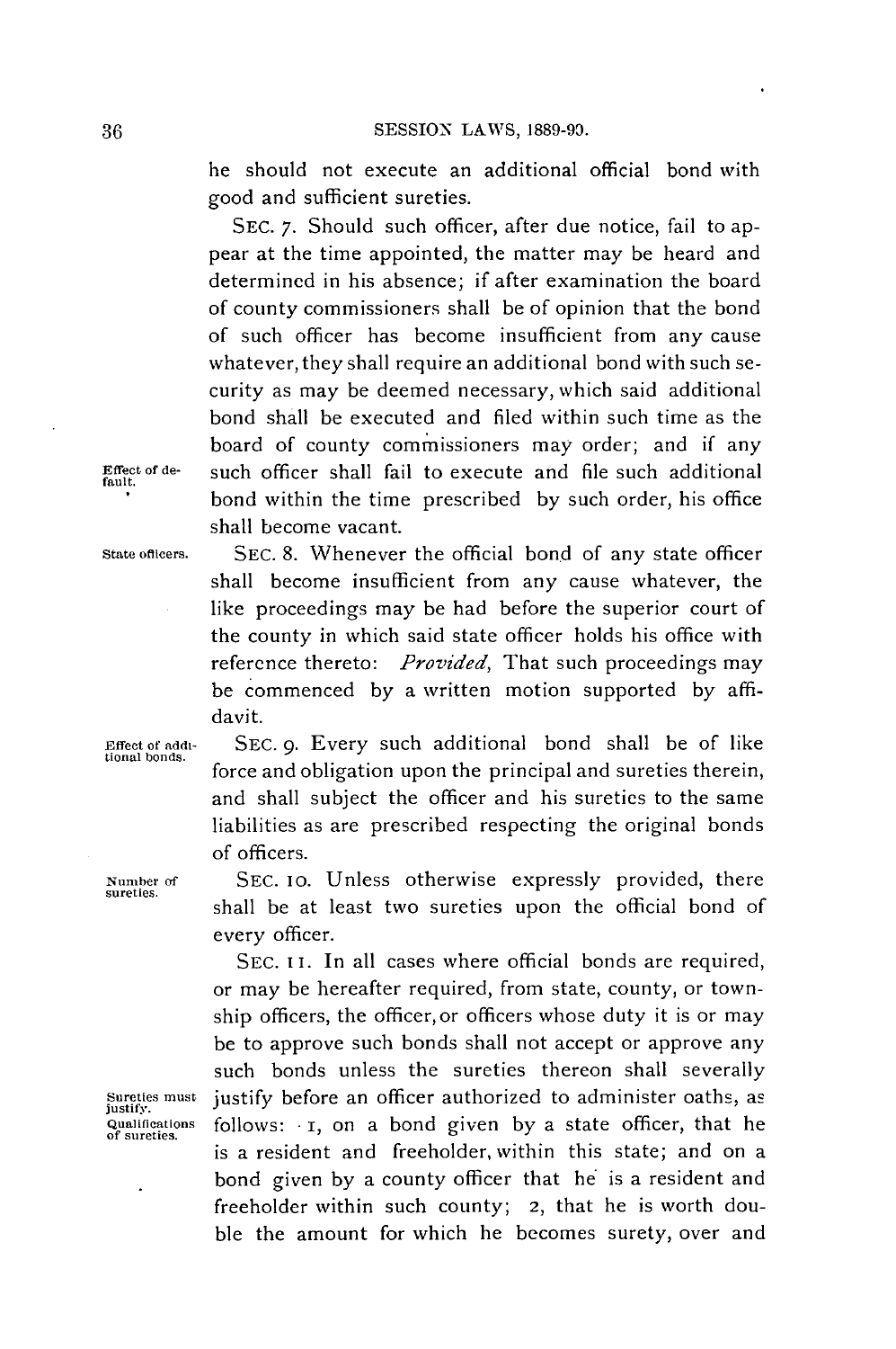he should not execute an additional official bond with good and sufficient sureties.

SEC. 7. Should such officer, after due notice, fail to appear at the time appointed, the matter may be heard and determined in his absence; if after examination the board of county commissioners shall be of opinion that the bond of such officer has become insufficient from any cause whatever, they shall require an additional bond with such security as may be deemed necessary, which said additional bond shall be executed and filed within such time as the board of county commissioners may order; and if any such officer shall fail to execute and file such additional bond within the time prescribed by such order, his office shall become vacant.

Effect of default.

State officers.

SEC. 8. Whenever the official bond of any state officer shall become insufficient from any cause whatever, the like proceedings may be had before the superior court of the county in which said state officer holds his office with reference thereto: *Provided*, That such proceedings may be commenced by a written motion supported by affidavit.

Effect of additional bonds.

SEC. 9. Every such additional bond shall be of like force and obligation upon the principal and sureties therein, and shall subject the officer and his sureties to the same liabilities as are prescribed respecting the original bonds of officers.

Number of sureties.

SEC. 10. Unless otherwise expressly provided, there shall be at least two sureties upon the official bond of every officer.

SEC. 11. In all cases where official bonds are required, or may be hereafter required, from state, county, or township officers, the officer, or officers whose duty it is or may be to approve such bonds shall not accept or approve any such bonds unless the sureties thereon shall severally justify before an officer authorized to administer oaths, as follows: 1, on a bond given by a state officer, that he is a resident and freeholder, within this state; and on a bond given by a county officer that he is a resident and freeholder within such county; 2, that he is worth double the amount for which he becomes surety, over and

Sureties must justify.

Qualifications of sureties.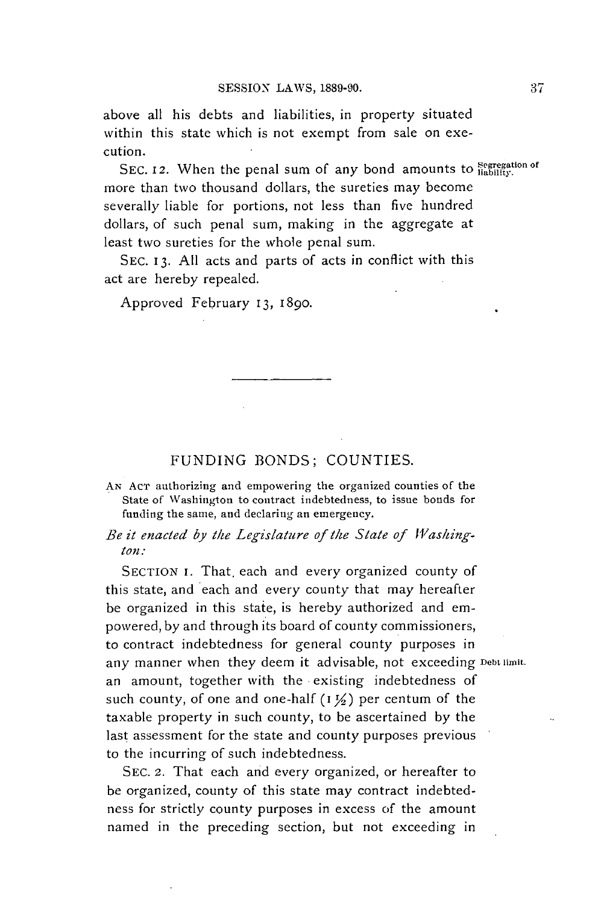above all his debts and liabilities, in property situated within this state which is not exempt from sale on execution.

SEC. 12. When the penal sum of any bond amounts to more than two thousand dollars, the sureties may become severally liable for portions, not less than five hundred dollars, of such penal sum, making in the aggregate at least two sureties for the whole penal sum. Segregation of liability.

SEC. 13. All acts and parts of acts in conflict with this act are hereby repealed.

Approved February 13, 1890.

---

## FUNDING BONDS; COUNTIES.

AN ACT authorizing and empowering the organized counties of the State of Washington to contract indebtedness, to issue bonds for funding the same, and declaring an emergency.

*Be it enacted by the Legislature of the State of Washington:*

SECTION 1. That, each and every organized county of this state, and each and every county that may hereafter be organized in this state, is hereby authorized and empowered, by and through its board of county commissioners, to contract indebtedness for general county purposes in any manner when they deem it advisable, not exceeding an amount, together with the existing indebtedness of such county, of one and one-half (1½) per centum of the taxable property in such county, to be ascertained by the last assessment for the state and county purposes previous to the incurring of such indebtedness. Debt limit.

SEC. 2. That each and every organized, or hereafter to be organized, county of this state may contract indebtedness for strictly county purposes in excess of the amount named in the preceding section, but not exceeding in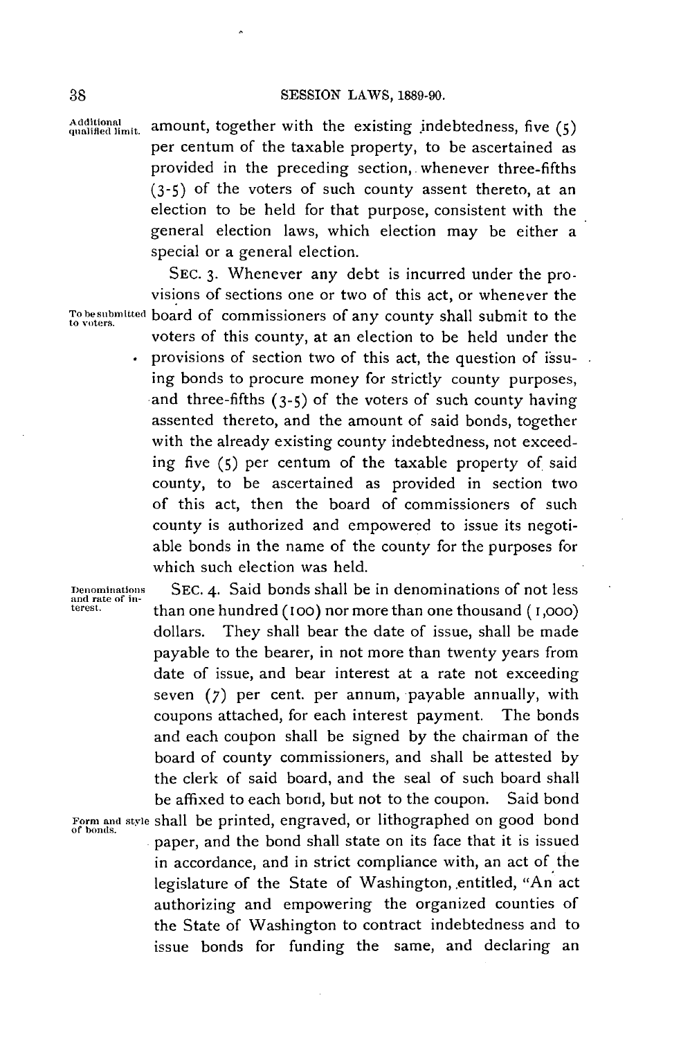amount, together with the existing indebtedness, five (5) per centum of the taxable property, to be ascertained as provided in the preceding section, whenever three-fifths (3-5) of the voters of such county assent thereto, at an election to be held for that purpose, consistent with the general election laws, which election may be either a special or a general election.

Additional qualified limit.

SEC. 3. Whenever any debt is incurred under the provisions of sections one or two of this act, or whenever the board of commissioners of any county shall submit to the voters of this county, at an election to be held under the provisions of section two of this act, the question of issuing bonds to procure money for strictly county purposes, and three-fifths (3-5) of the voters of such county having assented thereto, and the amount of said bonds, together with the already existing county indebtedness, not exceeding five (5) per centum of the taxable property of said county, to be ascertained as provided in section two of this act, then the board of commissioners of such county is authorized and empowered to issue its negotiable bonds in the name of the county for the purposes for which such election was held.

To be submitted to voters.

SEC. 4. Said bonds shall be in denominations of not less than one hundred (100) nor more than one thousand (1,000) dollars. They shall bear the date of issue, shall be made payable to the bearer, in not more than twenty years from date of issue, and bear interest at a rate not exceeding seven (7) per cent. per annum, payable annually, with coupons attached, for each interest payment. The bonds and each coupon shall be signed by the chairman of the board of county commissioners, and shall be attested by the clerk of said board, and the seal of such board shall be affixed to each bond, but not to the coupon. Said bond shall be printed, engraved, or lithographed on good bond paper, and the bond shall state on its face that it is issued in accordance, and in strict compliance with, an act of the legislature of the State of Washington, entitled, "An act authorizing and empowering the organized counties of the State of Washington to contract indebtedness and to issue bonds for funding the same, and declaring an

Denominations and rate of interest.

Form and style of bonds.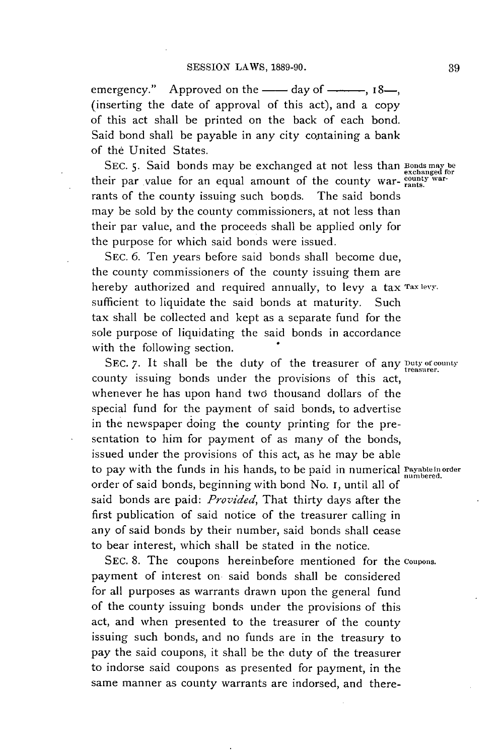emergency." Approved on the —— day of ———, 18—, (inserting the date of approval of this act), and a copy of this act shall be printed on the back of each bond. Said bond shall be payable in any city containing a bank of the United States.

SEC. 5. Said bonds may be exchanged at not less than their par value for an equal amount of the county warrants of the county issuing such bonds. The said bonds may be sold by the county commissioners, at not less than their par value, and the proceeds shall be applied only for the purpose for which said bonds were issued.

Bonds may be exchanged for county warrants.

SEC. 6. Ten years before said bonds shall become due, the county commissioners of the county issuing them are hereby authorized and required annually, to levy a tax sufficient to liquidate the said bonds at maturity. Such tax shall be collected and kept as a separate fund for the sole purpose of liquidating the said bonds in accordance with the following section.

Tax levy.

SEC. 7. It shall be the duty of the treasurer of any county issuing bonds under the provisions of this act, whenever he has upon hand two thousand dollars of the special fund for the payment of said bonds, to advertise in the newspaper doing the county printing for the presentation to him for payment of as many of the bonds, issued under the provisions of this act, as he may be able to pay with the funds in his hands, to be paid in numerical order of said bonds, beginning with bond No. 1, until all of said bonds are paid: *Provided*, That thirty days after the first publication of said notice of the treasurer calling in any of said bonds by their number, said bonds shall cease to bear interest, which shall be stated in the notice.

Duty of county treasurer.

Payable in order numbered.

SEC. 8. The coupons hereinbefore mentioned for the payment of interest on said bonds shall be considered for all purposes as warrants drawn upon the general fund of the county issuing bonds under the provisions of this act, and when presented to the treasurer of the county issuing such bonds, and no funds are in the treasury to pay the said coupons, it shall be the duty of the treasurer to indorse said coupons as presented for payment, in the same manner as county warrants are indorsed, and there-

Coupons.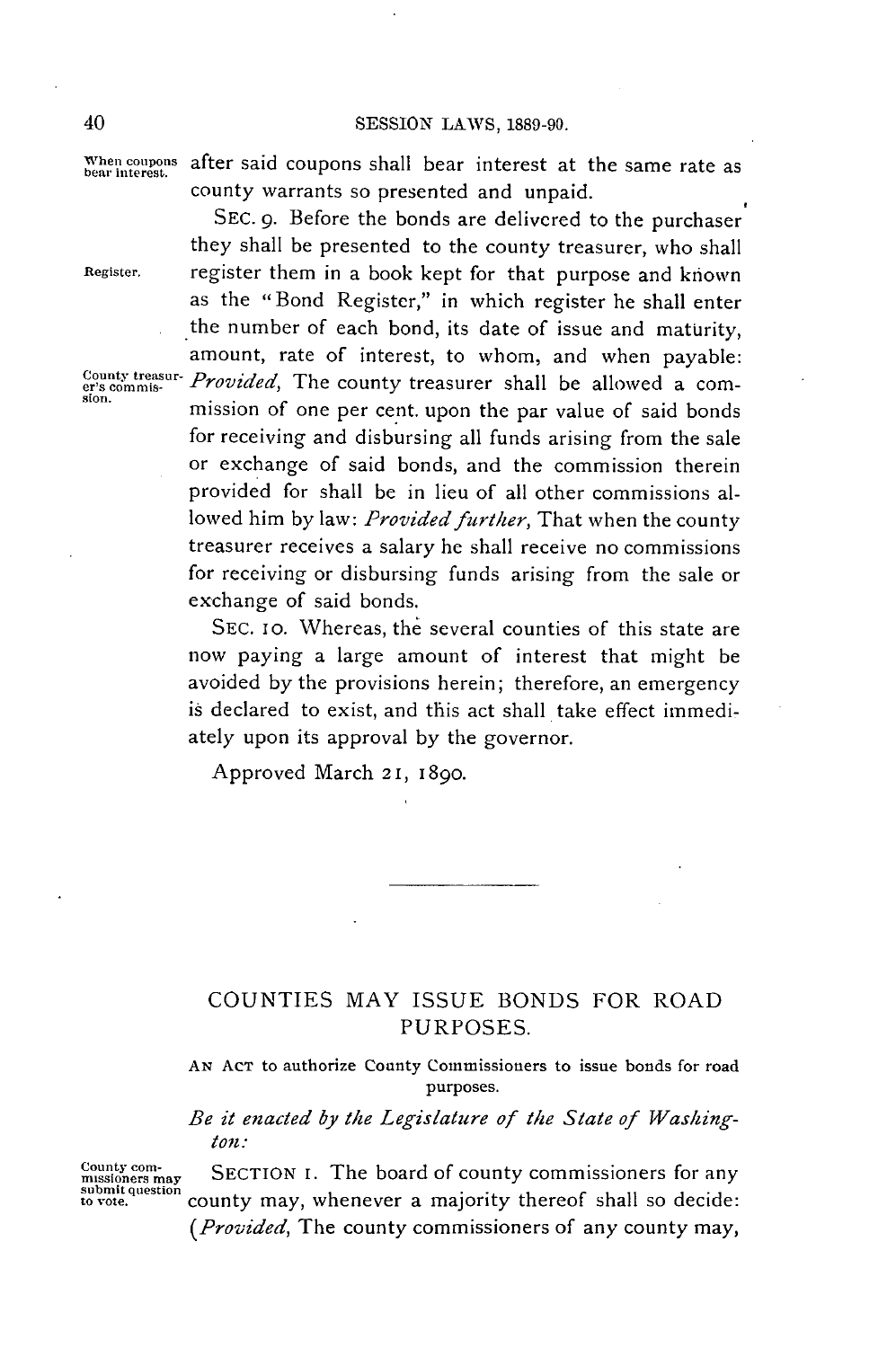after said coupons shall bear interest at the same rate as county warrants so presented and unpaid.

SEC. 9. Before the bonds are delivered to the purchaser they shall be presented to the county treasurer, who shall register them in a book kept for that purpose and known as the "Bond Register," in which register he shall enter the number of each bond, its date of issue and maturity, amount, rate of interest, to whom, and when payable: *Provided,* The county treasurer shall be allowed a commission of one per cent. upon the par value of said bonds for receiving and disbursing all funds arising from the sale or exchange of said bonds, and the commission therein provided for shall be in lieu of all other commissions allowed him by law: *Provided further,* That when the county treasurer receives a salary he shall receive no commissions for receiving or disbursing funds arising from the sale or exchange of said bonds.

SEC. 10. Whereas, the several counties of this state are now paying a large amount of interest that might be avoided by the provisions herein; therefore, an emergency is declared to exist, and this act shall take effect immediately upon its approval by the governor.

Approved March 21, 1890.

## COUNTIES MAY ISSUE BONDS FOR ROAD PURPOSES.

AN ACT to authorize County Commissioners to issue bonds for road purposes.

*Be it enacted by the Legislature of the State of Washington:*

SECTION 1. The board of county commissioners for any county may, whenever a majority thereof shall so decide: (*Provided,* The county commissioners of any county may,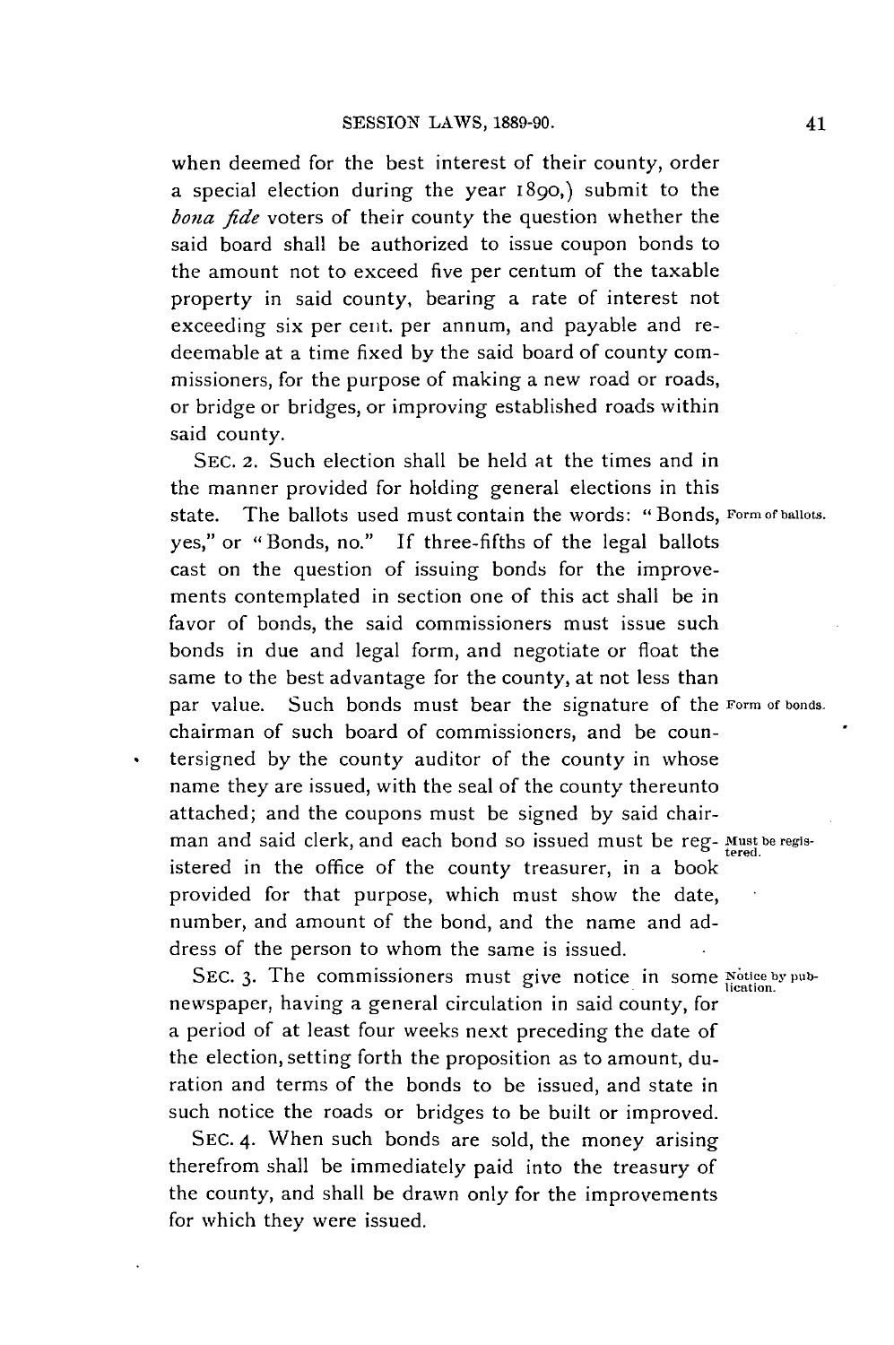when deemed for the best interest of their county, order a special election during the year 1890,) submit to the *bona fide* voters of their county the question whether the said board shall be authorized to issue coupon bonds to the amount not to exceed five per centum of the taxable property in said county, bearing a rate of interest not exceeding six per cent. per annum, and payable and redeemable at a time fixed by the said board of county commissioners, for the purpose of making a new road or roads, or bridge or bridges, or improving established roads within said county.

SEC. 2. Such election shall be held at the times and in the manner provided for holding general elections in this state. The ballots used must contain the words: "Bonds, yes," or "Bonds, no." If three-fifths of the legal ballots cast on the question of issuing bonds for the improvements contemplated in section one of this act shall be in favor of bonds, the said commissioners must issue such bonds in due and legal form, and negotiate or float the same to the best advantage for the county, at not less than par value. Such bonds must bear the signature of the chairman of such board of commissioners, and be countersigned by the county auditor of the county in whose name they are issued, with the seal of the county thereunto attached; and the coupons must be signed by said chairman and said clerk, and each bond so issued must be registered in the office of the county treasurer, in a book provided for that purpose, which must show the date, number, and amount of the bond, and the name and address of the person to whom the same is issued.

Form of ballots.

Form of bonds.

Must be registered.

SEC. 3. The commissioners must give notice in some newspaper, having a general circulation in said county, for a period of at least four weeks next preceding the date of the election, setting forth the proposition as to amount, duration and terms of the bonds to be issued, and state in such notice the roads or bridges to be built or improved.

Notice by publication.

SEC. 4. When such bonds are sold, the money arising therefrom shall be immediately paid into the treasury of the county, and shall be drawn only for the improvements for which they were issued.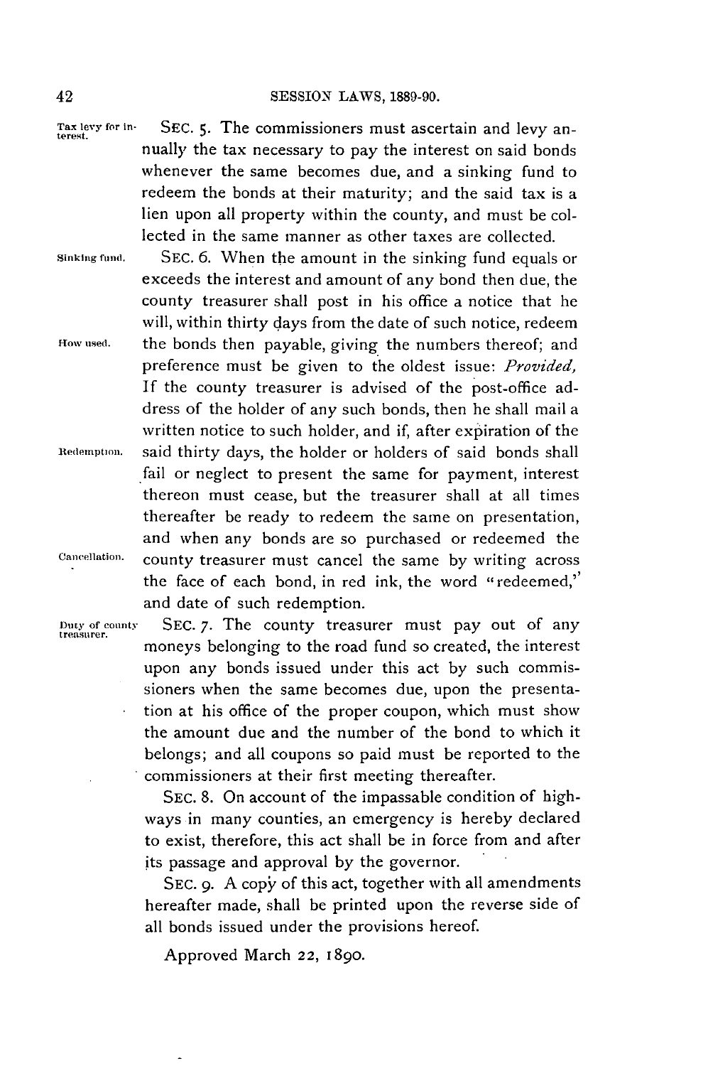**Tax levy for interest.** SEC. 5. The commissioners must ascertain and levy annually the tax necessary to pay the interest on said bonds whenever the same becomes due, and a sinking fund to redeem the bonds at their maturity; and the said tax is a lien upon all property within the county, and must be collected in the same manner as other taxes are collected.

**Sinking fund.** SEC. 6. When the amount in the sinking fund equals or exceeds the interest and amount of any bond then due, the county treasurer shall post in his office a notice that he will, within thirty days from the date of such notice, redeem the bonds then payable, giving the numbers thereof; and preference must be given to the oldest issue: *Provided,* If the county treasurer is advised of the post-office address of the holder of any such bonds, then he shall mail a written notice to such holder, and if, after expiration of the said thirty days, the holder or holders of said bonds shall fail or neglect to present the same for payment, interest thereon must cease, but the treasurer shall at all times thereafter be ready to redeem the same on presentation, and when any bonds are so purchased or redeemed the county treasurer must cancel the same by writing across the face of each bond, in red ink, the word "redeemed," and date of such redemption.

*How used.* *Redemption.* *Cancellation.*

**Duty of county treasurer.** SEC. 7. The county treasurer must pay out of any moneys belonging to the road fund so created, the interest upon any bonds issued under this act by such commissioners when the same becomes due, upon the presentation at his office of the proper coupon, which must show the amount due and the number of the bond to which it belongs; and all coupons so paid must be reported to the commissioners at their first meeting thereafter.

SEC. 8. On account of the impassable condition of highways in many counties, an emergency is hereby declared to exist, therefore, this act shall be in force from and after its passage and approval by the governor.

SEC. 9. A copy of this act, together with all amendments hereafter made, shall be printed upon the reverse side of all bonds issued under the provisions hereof.

Approved March 22, 1890.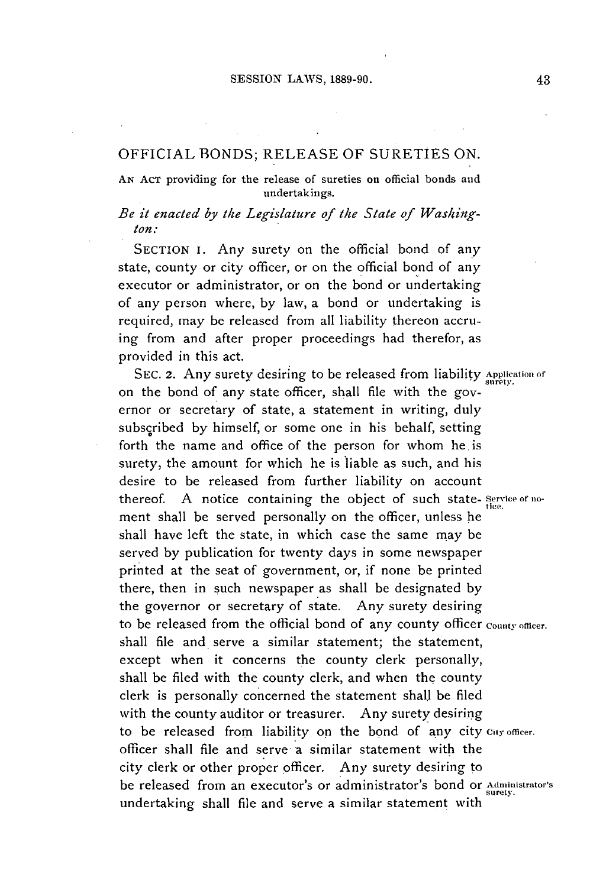## OFFICIAL BONDS; RELEASE OF SURETIES ON.

AN ACT providing for the release of sureties on official bonds and undertakings.

*Be it enacted by the Legislature of the State of Washington:*

SECTION 1. Any surety on the official bond of any state, county or city officer, or on the official bond of any executor or administrator, or on the bond or undertaking of any person where, by law, a bond or undertaking is required, may be released from all liability thereon accruing from and after proper proceedings had therefor, as provided in this act.

SEC. 2. Any surety desiring to be released from liability on the bond of any state officer, shall file with the governor or secretary of state, a statement in writing, duly subscribed by himself, or some one in his behalf, setting forth the name and office of the person for whom he is surety, the amount for which he is liable as such, and his desire to be released from further liability on account thereof. A notice containing the object of such statement shall be served personally on the officer, unless he shall have left the state, in which case the same may be served by publication for twenty days in some newspaper printed at the seat of government, or, if none be printed there, then in such newspaper as shall be designated by the governor or secretary of state. Any surety desiring to be released from the official bond of any county officer shall file and serve a similar statement; the statement, except when it concerns the county clerk personally, shall be filed with the county clerk, and when the county clerk is personally concerned the statement shall be filed with the county auditor or treasurer. Any surety desiring to be released from liability on the bond of any city officer shall file and serve a similar statement with the city clerk or other proper officer. Any surety desiring to be released from an executor's or administrator's bond or undertaking shall file and serve a similar statement with

*Application of surety.*

*Service of notice.*

*County officer.*

*City officer.*

*Administrator's surety.*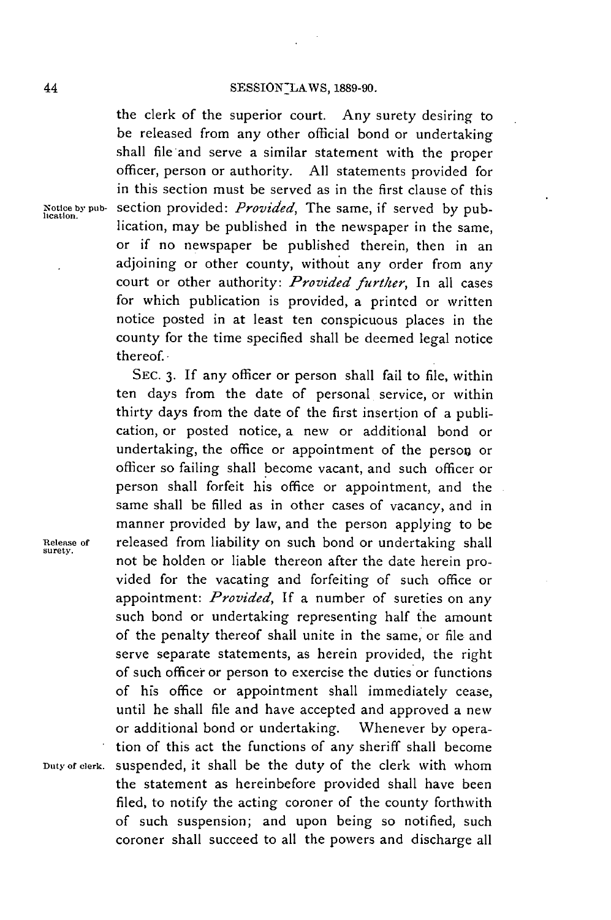the clerk of the superior court. Any surety desiring to be released from any other official bond or undertaking shall file and serve a similar statement with the proper officer, person or authority. All statements provided for in this section must be served as in the first clause of this section provided: *Provided*, The same, if served by publication, may be published in the newspaper in the same, or if no newspaper be published therein, then in an adjoining or other county, without any order from any court or other authority: *Provided further*, In all cases for which publication is provided, a printed or written notice posted in at least ten conspicuous places in the county for the time specified shall be deemed legal notice thereof.

Notice by publication.

SEC. 3. If any officer or person shall fail to file, within ten days from the date of personal service, or within thirty days from the date of the first insertion of a publication, or posted notice, a new or additional bond or undertaking, the office or appointment of the person or officer so failing shall become vacant, and such officer or person shall forfeit his office or appointment, and the same shall be filled as in other cases of vacancy, and in manner provided by law, and the person applying to be released from liability on such bond or undertaking shall not be holden or liable thereon after the date herein provided for the vacating and forfeiting of such office or appointment: *Provided*, If a number of sureties on any such bond or undertaking representing half the amount of the penalty thereof shall unite in the same, or file and serve separate statements, as herein provided, the right of such officer or person to exercise the duties or functions of his office or appointment shall immediately cease, until he shall file and have accepted and approved a new or additional bond or undertaking. Whenever by operation of this act the functions of any sheriff shall become suspended, it shall be the duty of the clerk with whom the statement as hereinbefore provided shall have been filed, to notify the acting coroner of the county forthwith of such suspension; and upon being so notified, such coroner shall succeed to all the powers and discharge all

Release of surety.

Duty of clerk.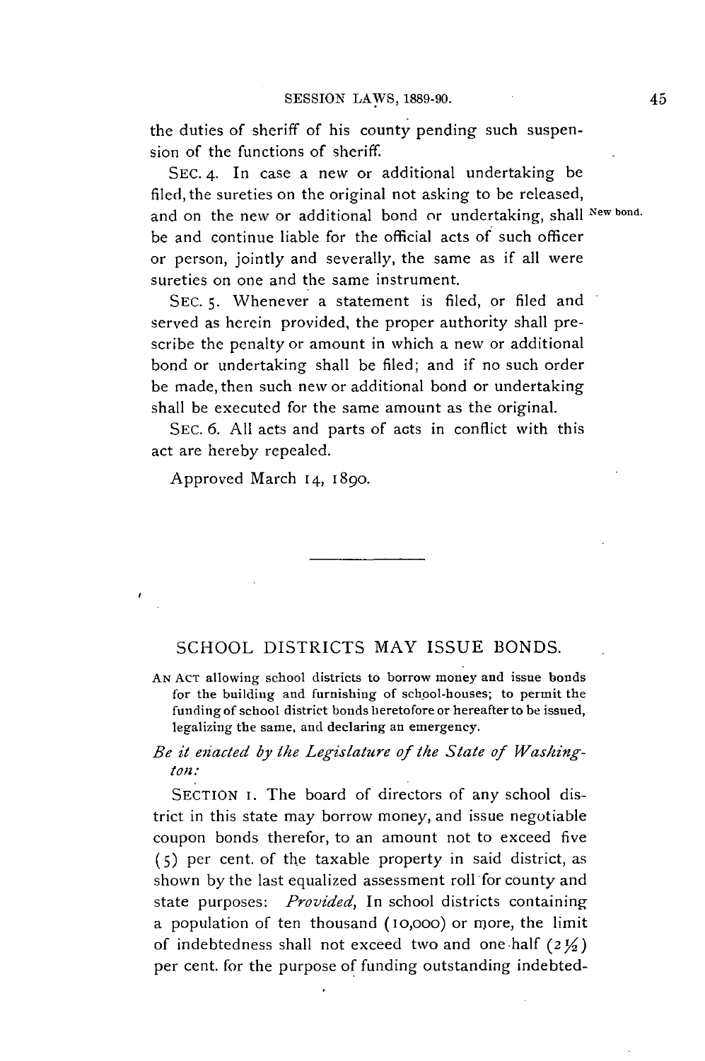the duties of sheriff of his county pending such suspension of the functions of sheriff.

SEC. 4. In case a new or additional undertaking be filed, the sureties on the original not asking to be released, and on the new or additional bond or undertaking, shall be and continue liable for the official acts of such officer or person, jointly and severally, the same as if all were sureties on one and the same instrument.

New bond.

SEC. 5. Whenever a statement is filed, or filed and served as herein provided, the proper authority shall prescribe the penalty or amount in which a new or additional bond or undertaking shall be filed; and if no such order be made, then such new or additional bond or undertaking shall be executed for the same amount as the original.

SEC. 6. All acts and parts of acts in conflict with this act are hereby repealed.

Approved March 14, 1890.

---

## SCHOOL DISTRICTS MAY ISSUE BONDS.

AN ACT allowing school districts to borrow money and issue bonds for the building and furnishing of school-houses; to permit the funding of school district bonds heretofore or hereafter to be issued, legalizing the same, and declaring an emergency.

*Be it enacted by the Legislature of the State of Washington:*

SECTION 1. The board of directors of any school district in this state may borrow money, and issue negotiable coupon bonds therefor, to an amount not to exceed five (5) per cent. of the taxable property in said district, as shown by the last equalized assessment roll for county and state purposes: *Provided,* In school districts containing a population of ten thousand (10,000) or more, the limit of indebtedness shall not exceed two and one-half (2½) per cent. for the purpose of funding outstanding indebted-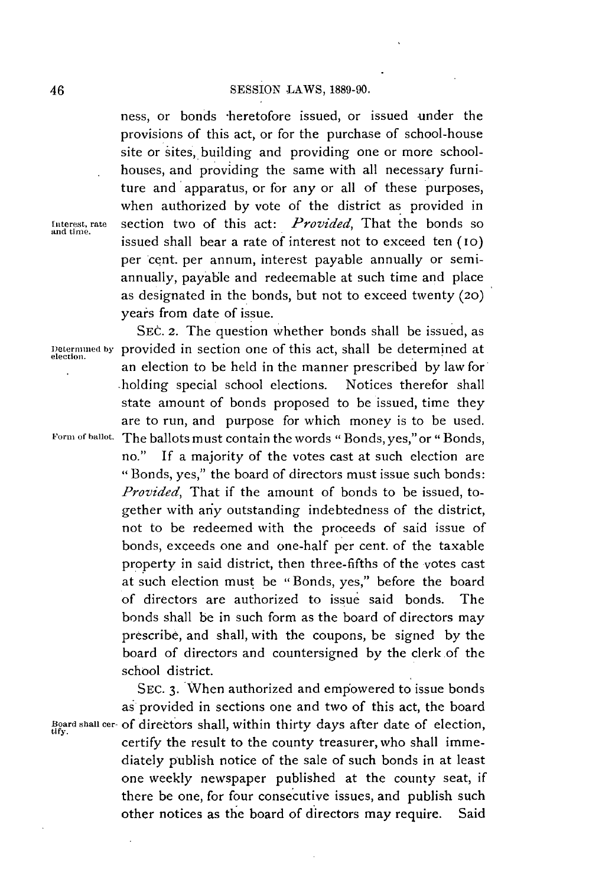ness, or bonds heretofore issued, or issued under the provisions of this act, or for the purchase of school-house site or sites, building and providing one or more school-houses, and providing the same with all necessary furniture and apparatus, or for any or all of these purposes, when authorized by vote of the district as provided in section two of this act: *Provided*, That the bonds so issued shall bear a rate of interest not to exceed ten (10) per cent. per annum, interest payable annually or semi-annually, payable and redeemable at such time and place as designated in the bonds, but not to exceed twenty (20) years from date of issue.

Interest, rate and time.

SEC. 2. The question whether bonds shall be issued, as provided in section one of this act, shall be determined at an election to be held in the manner prescribed by law for holding special school elections. Notices therefor shall state amount of bonds proposed to be issued, time they are to run, and purpose for which money is to be used. The ballots must contain the words "Bonds, yes," or "Bonds, no." If a majority of the votes cast at such election are "Bonds, yes," the board of directors must issue such bonds: *Provided*, That if the amount of bonds to be issued, together with any outstanding indebtedness of the district, not to be redeemed with the proceeds of said issue of bonds, exceeds one and one-half per cent. of the taxable property in said district, then three-fifths of the votes cast at such election must be "Bonds, yes," before the board of directors are authorized to issue said bonds. The bonds shall be in such form as the board of directors may prescribe, and shall, with the coupons, be signed by the board of directors and countersigned by the clerk of the school district.

Determined by election.

Form of ballot.

SEC. 3. When authorized and empowered to issue bonds as provided in sections one and two of this act, the board of directors shall, within thirty days after date of election, certify the result to the county treasurer, who shall immediately publish notice of the sale of such bonds in at least one weekly newspaper published at the county seat, if there be one, for four consecutive issues, and publish such other notices as the board of directors may require. Said

Board shall certify.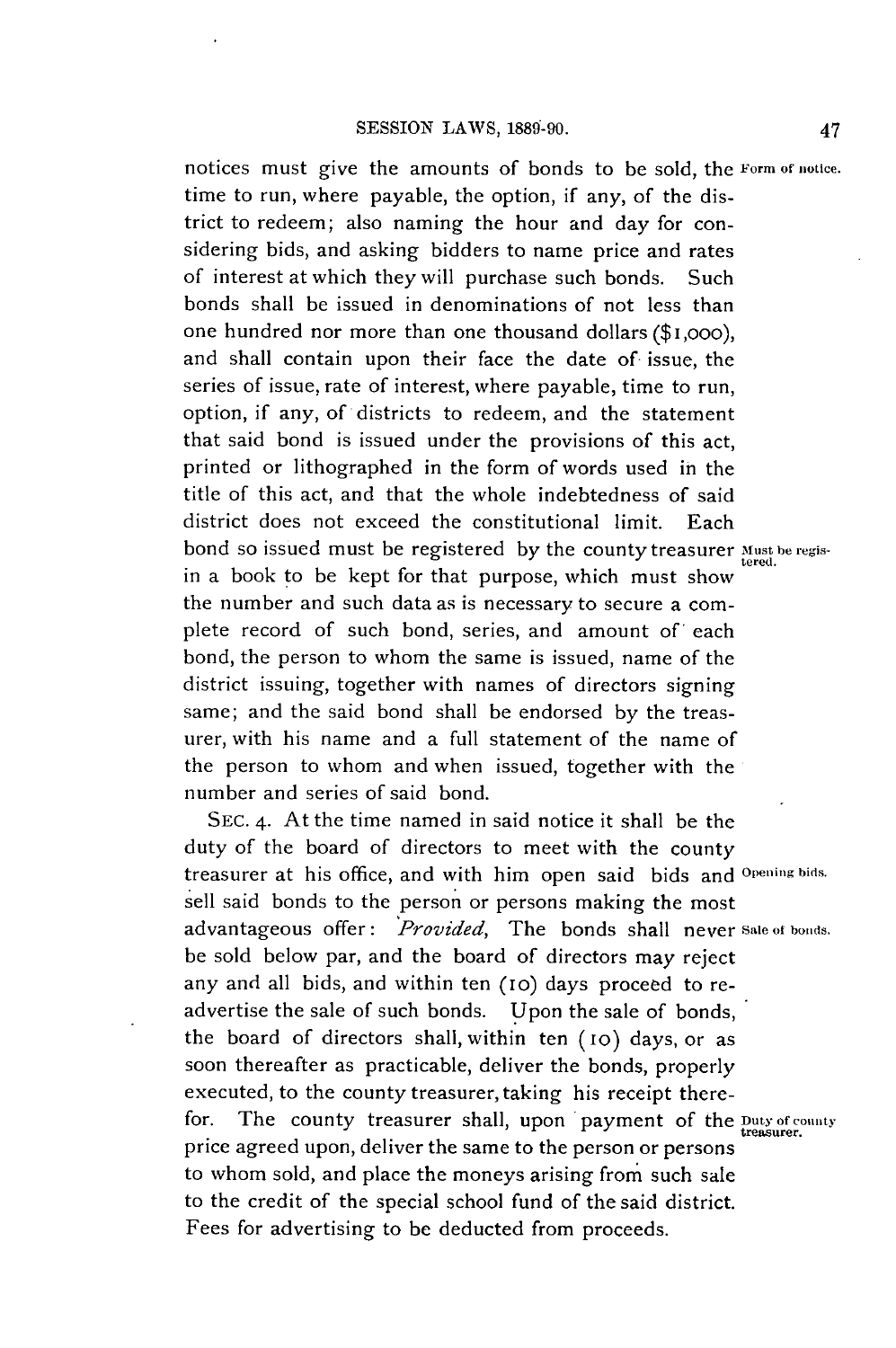notices must give the amounts of bonds to be sold, the time to run, where payable, the option, if any, of the district to redeem; also naming the hour and day for considering bids, and asking bidders to name price and rates of interest at which they will purchase such bonds. Such bonds shall be issued in denominations of not less than one hundred nor more than one thousand dollars ($1,000), and shall contain upon their face the date of issue, the series of issue, rate of interest, where payable, time to run, option, if any, of districts to redeem, and the statement that said bond is issued under the provisions of this act, printed or lithographed in the form of words used in the title of this act, and that the whole indebtedness of said district does not exceed the constitutional limit. Each bond so issued must be registered by the county treasurer in a book to be kept for that purpose, which must show the number and such data as is necessary to secure a complete record of such bond, series, and amount of each bond, the person to whom the same is issued, name of the district issuing, together with names of directors signing same; and the said bond shall be endorsed by the treasurer, with his name and a full statement of the name of the person to whom and when issued, together with the number and series of said bond.

Form of notice.

Must be registered.

SEC. 4. At the time named in said notice it shall be the duty of the board of directors to meet with the county treasurer at his office, and with him open said bids and sell said bonds to the person or persons making the most advantageous offer: *Provided*, The bonds shall never be sold below par, and the board of directors may reject any and all bids, and within ten (10) days proceed to re-advertise the sale of such bonds. Upon the sale of bonds, the board of directors shall, within ten (10) days, or as soon thereafter as practicable, deliver the bonds, properly executed, to the county treasurer, taking his receipt therefor. The county treasurer shall, upon payment of the price agreed upon, deliver the same to the person or persons to whom sold, and place the moneys arising from such sale to the credit of the special school fund of the said district. Fees for advertising to be deducted from proceeds.

Opening bids.

Sale of bonds.

Duty of county treasurer.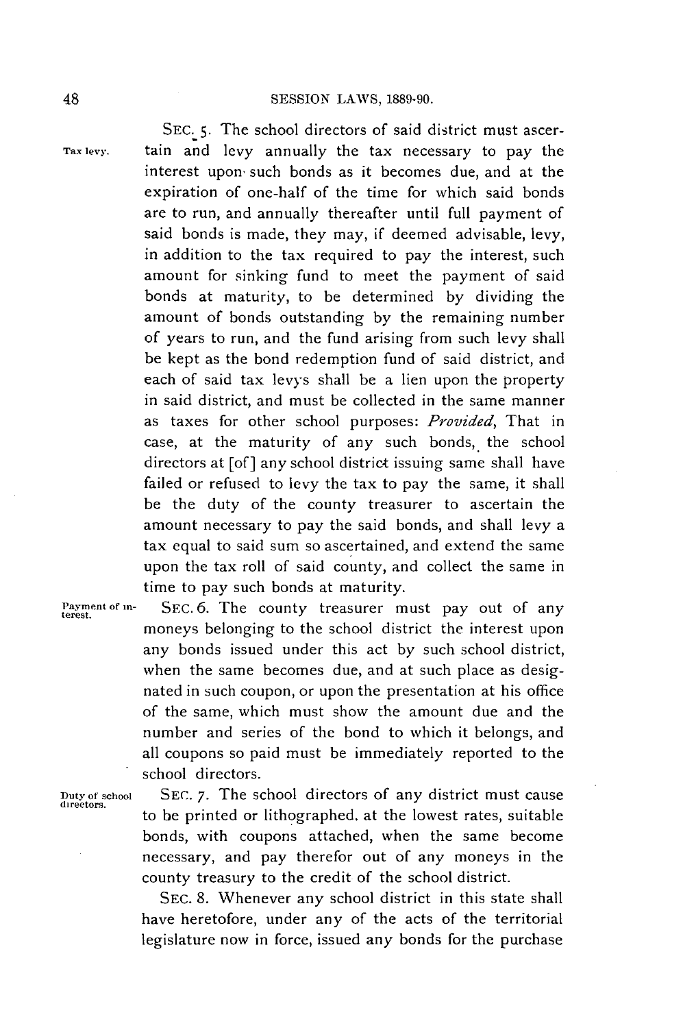**Tax levy.** SEC. 5. The school directors of said district must ascertain and levy annually the tax necessary to pay the interest upon such bonds as it becomes due, and at the expiration of one-half of the time for which said bonds are to run, and annually thereafter until full payment of said bonds is made, they may, if deemed advisable, levy, in addition to the tax required to pay the interest, such amount for sinking fund to meet the payment of said bonds at maturity, to be determined by dividing the amount of bonds outstanding by the remaining number of years to run, and the fund arising from such levy shall be kept as the bond redemption fund of said district, and each of said tax levys shall be a lien upon the property in said district, and must be collected in the same manner as taxes for other school purposes: *Provided*, That in case, at the maturity of any such bonds, the school directors at [of] any school district issuing same shall have failed or refused to levy the tax to pay the same, it shall be the duty of the county treasurer to ascertain the amount necessary to pay the said bonds, and shall levy a tax equal to said sum so ascertained, and extend the same upon the tax roll of said county, and collect the same in time to pay such bonds at maturity.

**Payment of interest.** SEC. 6. The county treasurer must pay out of any moneys belonging to the school district the interest upon any bonds issued under this act by such school district, when the same becomes due, and at such place as designated in such coupon, or upon the presentation at his office of the same, which must show the amount due and the number and series of the bond to which it belongs, and all coupons so paid must be immediately reported to the school directors.

**Duty of school directors.** SEC. 7. The school directors of any district must cause to be printed or lithographed. at the lowest rates, suitable bonds, with coupons attached, when the same become necessary, and pay therefor out of any moneys in the county treasury to the credit of the school district.

SEC. 8. Whenever any school district in this state shall have heretofore, under any of the acts of the territorial legislature now in force, issued any bonds for the purchase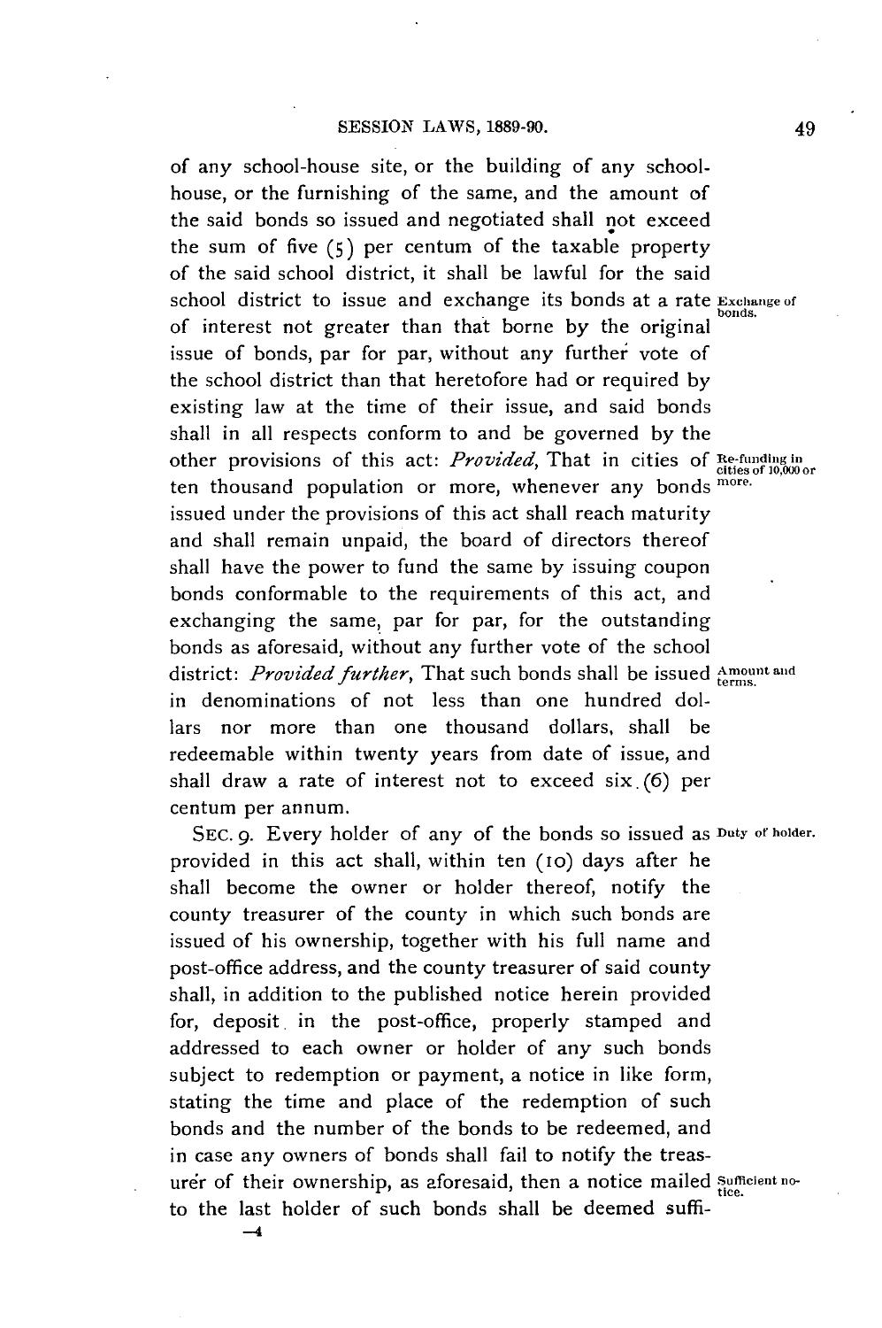of any school-house site, or the building of any school-house, or the furnishing of the same, and the amount of the said bonds so issued and negotiated shall not exceed the sum of five (5) per centum of the taxable property of the said school district, it shall be lawful for the said school district to issue and exchange its bonds at a rate of interest not greater than that borne by the original issue of bonds, par for par, without any further vote of the school district than that heretofore had or required by existing law at the time of their issue, and said bonds shall in all respects conform to and be governed by the other provisions of this act: *Provided*, That in cities of ten thousand population or more, whenever any bonds issued under the provisions of this act shall reach maturity and shall remain unpaid, the board of directors thereof shall have the power to fund the same by issuing coupon bonds conformable to the requirements of this act, and exchanging the same, par for par, for the outstanding bonds as aforesaid, without any further vote of the school district: *Provided further*, That such bonds shall be issued in denominations of not less than one hundred dollars nor more than one thousand dollars, shall be redeemable within twenty years from date of issue, and shall draw a rate of interest not to exceed six (6) per centum per annum.

Exchange of bonds.

Re-funding in cities of 10,000 or more.

Amount and terms.

SEC. 9. Every holder of any of the bonds so issued as provided in this act shall, within ten (10) days after he shall become the owner or holder thereof, notify the county treasurer of the county in which such bonds are issued of his ownership, together with his full name and post-office address, and the county treasurer of said county shall, in addition to the published notice herein provided for, deposit in the post-office, properly stamped and addressed to each owner or holder of any such bonds subject to redemption or payment, a notice in like form, stating the time and place of the redemption of such bonds and the number of the bonds to be redeemed, and in case any owners of bonds shall fail to notify the treasurer of their ownership, as aforesaid, then a notice mailed to the last holder of such bonds shall be deemed suffi-

Duty of holder.

Sufficient notice.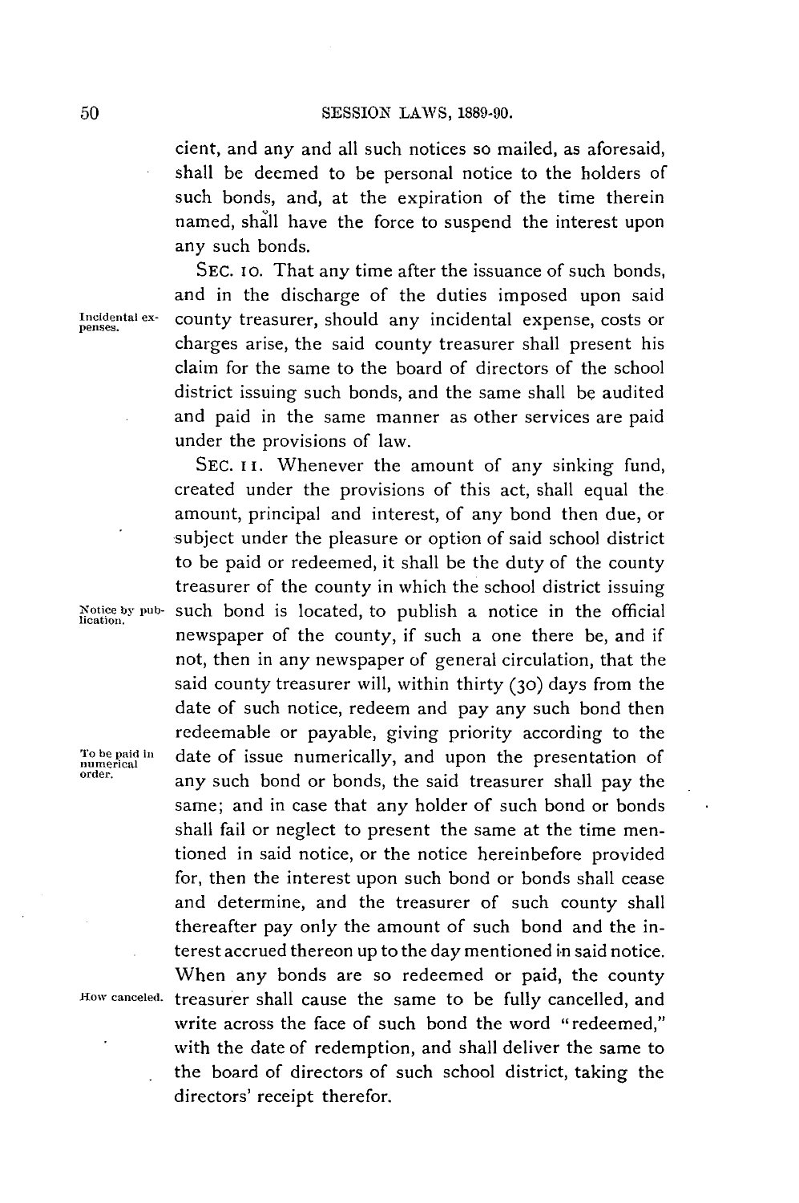cient, and any and all such notices so mailed, as aforesaid, shall be deemed to be personal notice to the holders of such bonds, and, at the expiration of the time therein named, shall have the force to suspend the interest upon any such bonds.

*Incidental expenses.*

SEC. 10. That any time after the issuance of such bonds, and in the discharge of the duties imposed upon said county treasurer, should any incidental expense, costs or charges arise, the said county treasurer shall present his claim for the same to the board of directors of the school district issuing such bonds, and the same shall be audited and paid in the same manner as other services are paid under the provisions of law.

*Notice by publication.*

*To be paid in numerical order.*

SEC. 11. Whenever the amount of any sinking fund, created under the provisions of this act, shall equal the amount, principal and interest, of any bond then due, or subject under the pleasure or option of said school district to be paid or redeemed, it shall be the duty of the county treasurer of the county in which the school district issuing such bond is located, to publish a notice in the official newspaper of the county, if such a one there be, and if not, then in any newspaper of general circulation, that the said county treasurer will, within thirty (30) days from the date of such notice, redeem and pay any such bond then redeemable or payable, giving priority according to the date of issue numerically, and upon the presentation of any such bond or bonds, the said treasurer shall pay the same; and in case that any holder of such bond or bonds shall fail or neglect to present the same at the time mentioned in said notice, or the notice hereinbefore provided for, then the interest upon such bond or bonds shall cease and determine, and the treasurer of such county shall thereafter pay only the amount of such bond and the interest accrued thereon up to the day mentioned in said notice.

*How canceled.*

When any bonds are so redeemed or paid, the county treasurer shall cause the same to be fully cancelled, and write across the face of such bond the word "redeemed," with the date of redemption, and shall deliver the same to the board of directors of such school district, taking the directors' receipt therefor.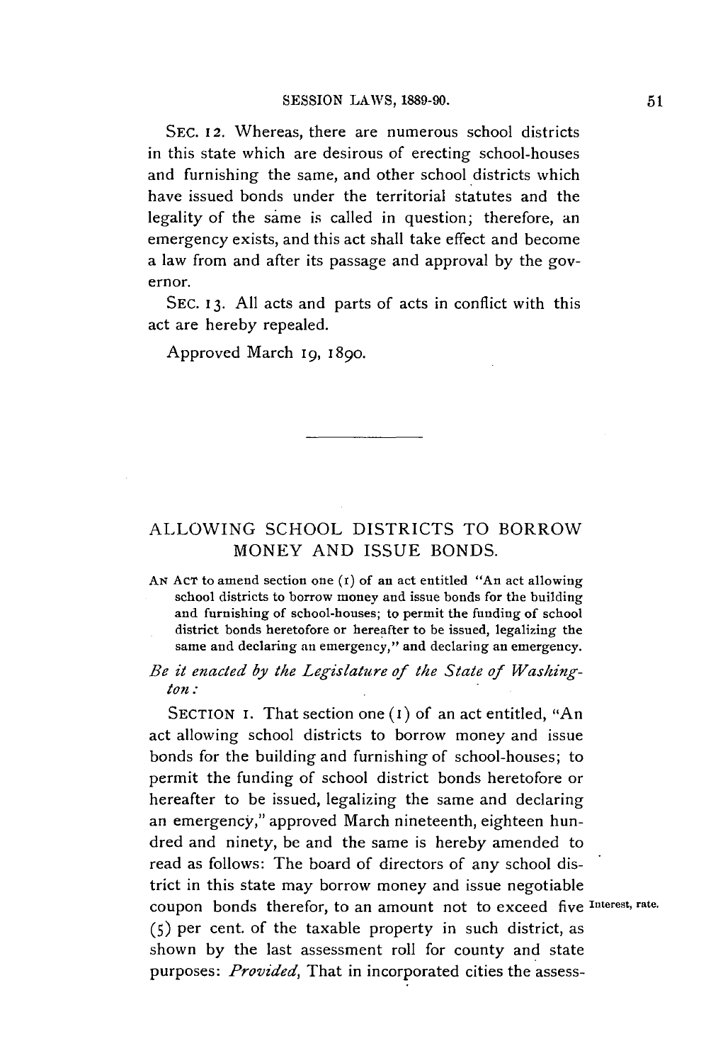SEC. 12. Whereas, there are numerous school districts in this state which are desirous of erecting school-houses and furnishing the same, and other school districts which have issued bonds under the territorial statutes and the legality of the same is called in question; therefore, an emergency exists, and this act shall take effect and become a law from and after its passage and approval by the governor.

SEC. 13. All acts and parts of acts in conflict with this act are hereby repealed.

Approved March 19, 1890.

---

## ALLOWING SCHOOL DISTRICTS TO BORROW MONEY AND ISSUE BONDS.

AN ACT to amend section one (1) of an act entitled "An act allowing school districts to borrow money and issue bonds for the building and furnishing of school-houses; to permit the funding of school district bonds heretofore or hereafter to be issued, legalizing the same and declaring an emergency," and declaring an emergency.

*Be it enacted by the Legislature of the State of Washington:*

SECTION 1. That section one (1) of an act entitled, "An act allowing school districts to borrow money and issue bonds for the building and furnishing of school-houses; to permit the funding of school district bonds heretofore or hereafter to be issued, legalizing the same and declaring an emergency," approved March nineteenth, eighteen hundred and ninety, be and the same is hereby amended to read as follows: The board of directors of any school district in this state may borrow money and issue negotiable coupon bonds therefor, to an amount not to exceed five (5) per cent. of the taxable property in such district, as shown by the last assessment roll for county and state purposes: *Provided*, That in incorporated cities the assess-

Interest, rate.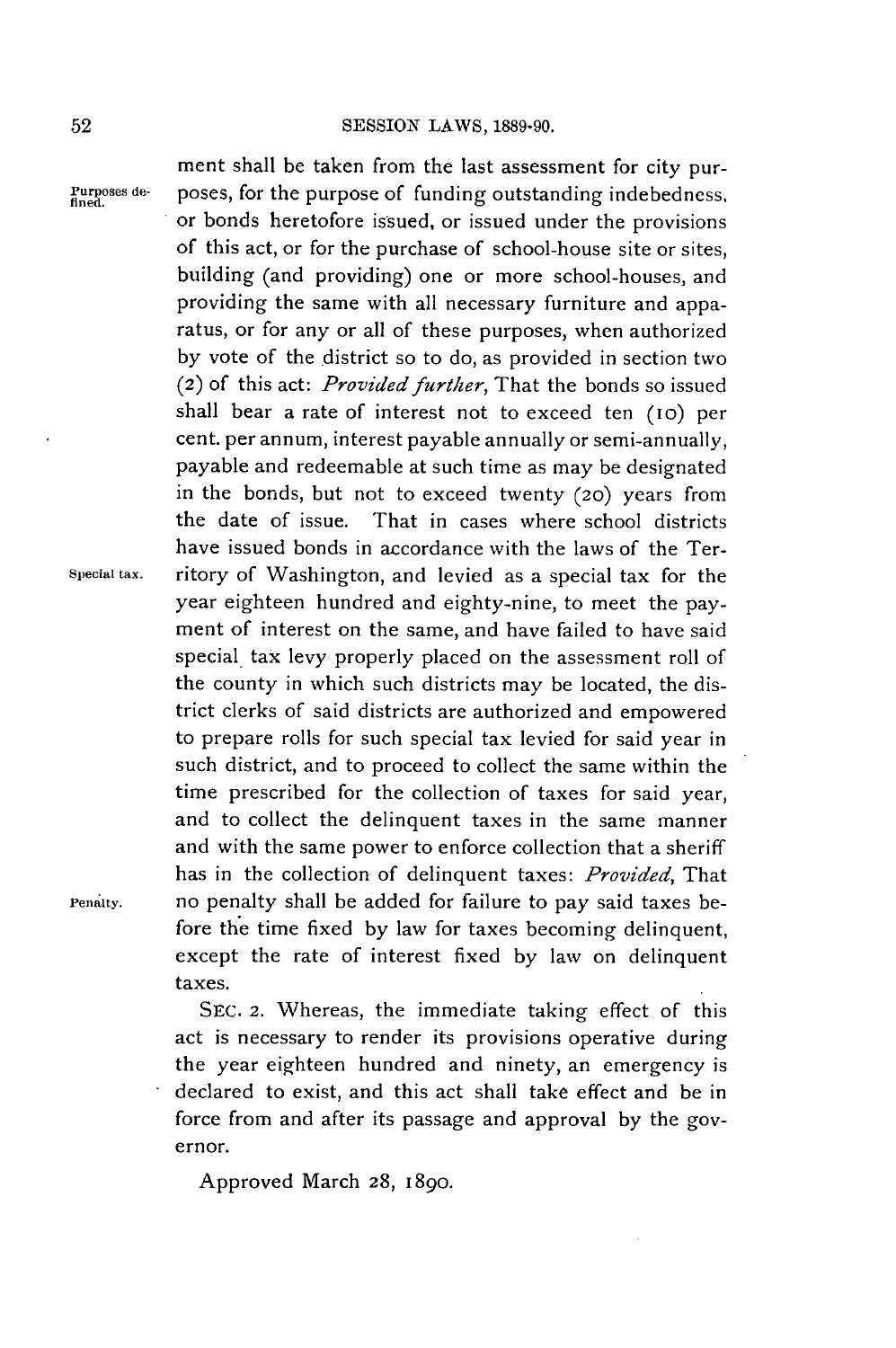ment shall be taken from the last assessment for city purposes, for the purpose of funding outstanding indebedness, or bonds heretofore issued, or issued under the provisions of this act, or for the purchase of school-house site or sites, building (and providing) one or more school-houses, and providing the same with all necessary furniture and apparatus, or for any or all of these purposes, when authorized by vote of the district so to do, as provided in section two (2) of this act: *Provided further*, That the bonds so issued shall bear a rate of interest not to exceed ten (10) per cent. per annum, interest payable annually or semi-annually, payable and redeemable at such time as may be designated in the bonds, but not to exceed twenty (20) years from the date of issue. That in cases where school districts have issued bonds in accordance with the laws of the Territory of Washington, and levied as a special tax for the year eighteen hundred and eighty-nine, to meet the payment of interest on the same, and have failed to have said special tax levy properly placed on the assessment roll of the county in which such districts may be located, the district clerks of said districts are authorized and empowered to prepare rolls for such special tax levied for said year in such district, and to proceed to collect the same within the time prescribed for the collection of taxes for said year, and to collect the delinquent taxes in the same manner and with the same power to enforce collection that a sheriff has in the collection of delinquent taxes: *Provided*, That no penalty shall be added for failure to pay said taxes before the time fixed by law for taxes becoming delinquent, except the rate of interest fixed by law on delinquent taxes.

Purposes defined.

Special tax.

Penalty.

SEC. 2. Whereas, the immediate taking effect of this act is necessary to render its provisions operative during the year eighteen hundred and ninety, an emergency is declared to exist, and this act shall take effect and be in force from and after its passage and approval by the governor.

Approved March 28, 1890.